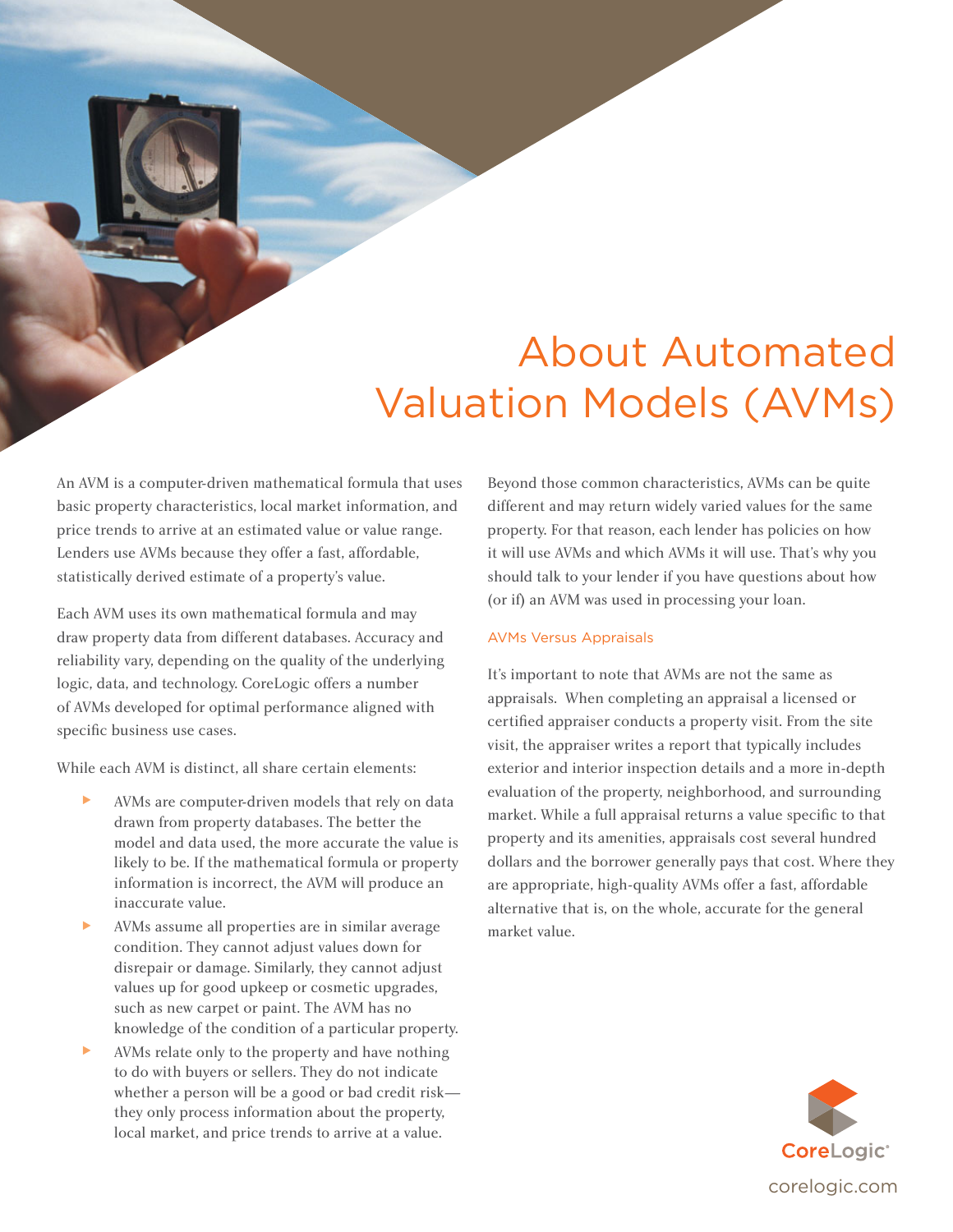# About Automated Valuation Models (AVMs)

An AVM is a computer-driven mathematical formula that uses basic property characteristics, local market information, and price trends to arrive at an estimated value or value range. Lenders use AVMs because they offer a fast, affordable, statistically derived estimate of a property's value.

Each AVM uses its own mathematical formula and may draw property data from different databases. Accuracy and reliability vary, depending on the quality of the underlying logic, data, and technology. CoreLogic offers a number of AVMs developed for optimal performance aligned with specific business use cases.

While each AVM is distinct, all share certain elements:

- AVMs are computer-driven models that rely on data drawn from property databases. The better the model and data used, the more accurate the value is likely to be. If the mathematical formula or property information is incorrect, the AVM will produce an inaccurate value.
- AVMs assume all properties are in similar average condition. They cannot adjust values down for disrepair or damage. Similarly, they cannot adjust values up for good upkeep or cosmetic upgrades, such as new carpet or paint. The AVM has no knowledge of the condition of a particular property.
- AVMs relate only to the property and have nothing to do with buyers or sellers. They do not indicate whether a person will be a good or bad credit risk—they only process information about the property, local market, and price trends to arrive at a value.

Beyond those common characteristics, AVMs can be quite different and may return widely varied values for the same property. For that reason, each lender has policies on how it will use AVMs and which AVMs it will use. That's why you should talk to your lender if you have questions about how (or if) an AVM was used in processing your loan.

## AVMs Versus Appraisals

It's important to note that AVMs are not the same as appraisals. When completing an appraisal a licensed or certified appraiser conducts a property visit. From the site visit, the appraiser writes a report that typically includes exterior and interior inspection details and a more in-depth evaluation of the property, neighborhood, and surrounding market. While a full appraisal returns a value specific to that property and its amenities, appraisals cost several hundred dollars and the borrower generally pays that cost. Where they are appropriate, high-quality AVMs offer a fast, affordable alternative that is, on the whole, accurate for the general market value.

CoreLogic®

corelogic.com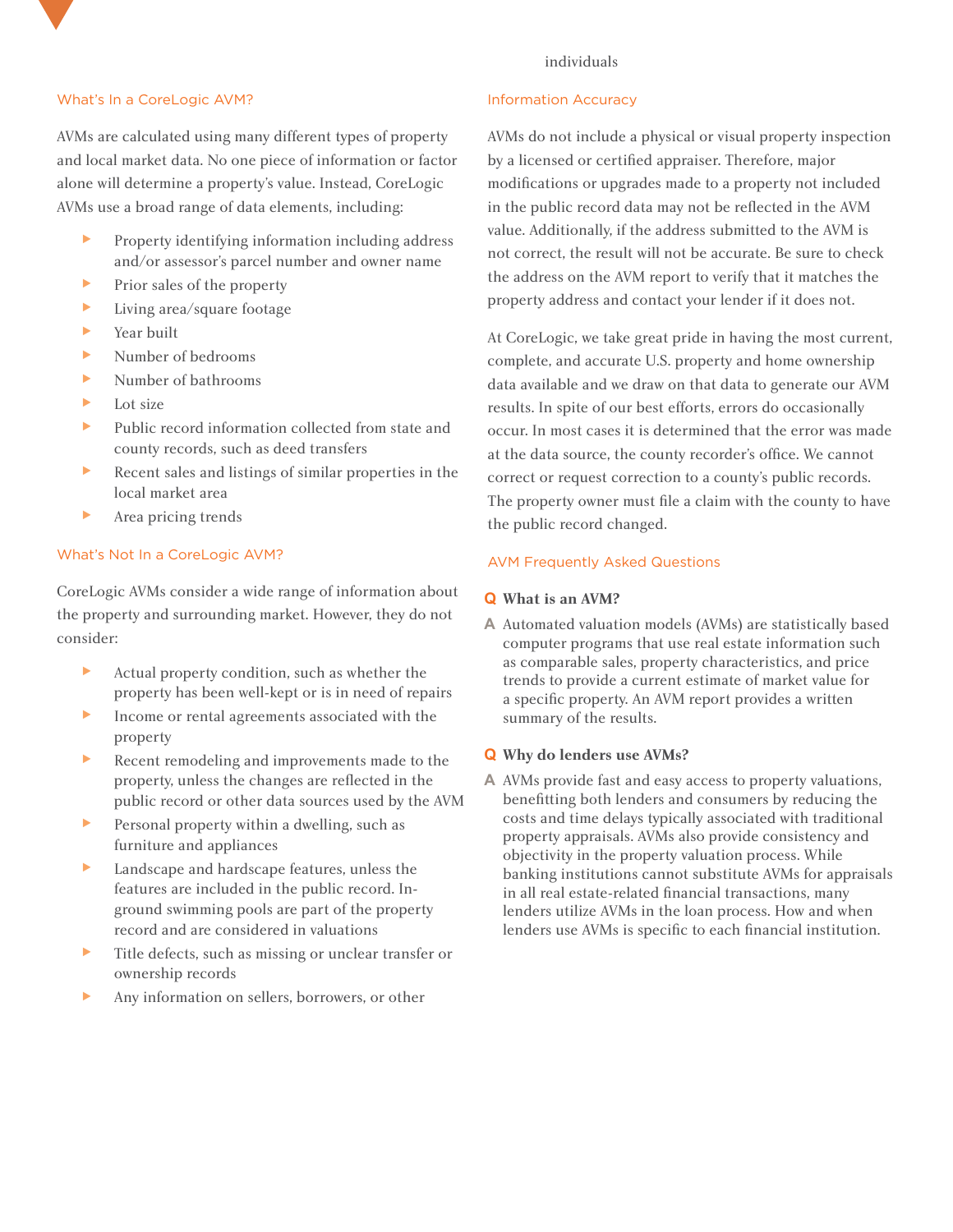individuals

## What's In a CoreLogic AVM?

AVMs are calculated using many different types of property and local market data. No one piece of information or factor alone will determine a property's value. Instead, CoreLogic AVMs use a broad range of data elements, including:

- Property identifying information including address and/or assessor's parcel number and owner name
- Prior sales of the property
- Living area/square footage
- Year built
- Number of bedrooms
- Number of bathrooms
- Lot size
- Public record information collected from state and county records, such as deed transfers
- Recent sales and listings of similar properties in the local market area
- Area pricing trends

## What's Not In a CoreLogic AVM?

CoreLogic AVMs consider a wide range of information about the property and surrounding market. However, they do not consider:

- Actual property condition, such as whether the property has been well-kept or is in need of repairs
- Income or rental agreements associated with the property
- Recent remodeling and improvements made to the property, unless the changes are reflected in the public record or other data sources used by the AVM
- Personal property within a dwelling, such as furniture and appliances
- Landscape and hardscape features, unless the features are included in the public record. In-ground swimming pools are part of the property record and are considered in valuations
- Title defects, such as missing or unclear transfer or ownership records
- Any information on sellers, borrowers, or other

## Information Accuracy

AVMs do not include a physical or visual property inspection by a licensed or certified appraiser. Therefore, major modifications or upgrades made to a property not included in the public record data may not be reflected in the AVM value. Additionally, if the address submitted to the AVM is not correct, the result will not be accurate. Be sure to check the address on the AVM report to verify that it matches the property address and contact your lender if it does not.

At CoreLogic, we take great pride in having the most current, complete, and accurate U.S. property and home ownership data available and we draw on that data to generate our AVM results. In spite of our best efforts, errors do occasionally occur. In most cases it is determined that the error was made at the data source, the county recorder's office. We cannot correct or request correction to a county's public records. The property owner must file a claim with the county to have the public record changed.

## AVM Frequently Asked Questions

**Q What is an AVM?**

A Automated valuation models (AVMs) are statistically based computer programs that use real estate information such as comparable sales, property characteristics, and price trends to provide a current estimate of market value for a specific property. An AVM report provides a written summary of the results.

**Q Why do lenders use AVMs?**

A AVMs provide fast and easy access to property valuations, benefitting both lenders and consumers by reducing the costs and time delays typically associated with traditional property appraisals. AVMs also provide consistency and objectivity in the property valuation process. While banking institutions cannot substitute AVMs for appraisals in all real estate-related financial transactions, many lenders utilize AVMs in the loan process. How and when lenders use AVMs is specific to each financial institution.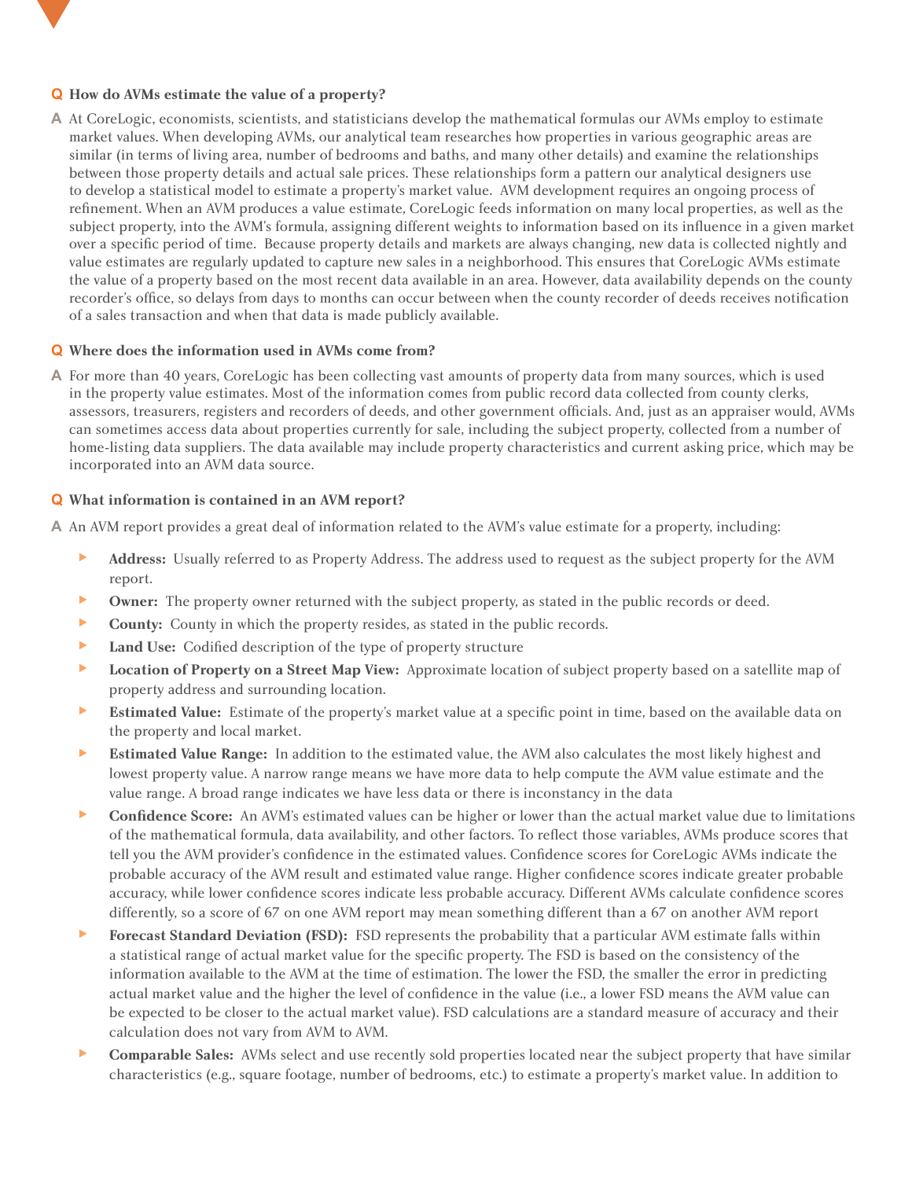**Q How do AVMs estimate the value of a property?**

**A** At CoreLogic, economists, scientists, and statisticians develop the mathematical formulas our AVMs employ to estimate market values. When developing AVMs, our analytical team researches how properties in various geographic areas are similar (in terms of living area, number of bedrooms and baths, and many other details) and examine the relationships between those property details and actual sale prices. These relationships form a pattern our analytical designers use to develop a statistical model to estimate a property's market value. AVM development requires an ongoing process of refinement. When an AVM produces a value estimate, CoreLogic feeds information on many local properties, as well as the subject property, into the AVM's formula, assigning different weights to information based on its influence in a given market over a specific period of time. Because property details and markets are always changing, new data is collected nightly and value estimates are regularly updated to capture new sales in a neighborhood. This ensures that CoreLogic AVMs estimate the value of a property based on the most recent data available in an area. However, data availability depends on the county recorder's office, so delays from days to months can occur between when the county recorder of deeds receives notification of a sales transaction and when that data is made publicly available.

**Q Where does the information used in AVMs come from?**

**A** For more than 40 years, CoreLogic has been collecting vast amounts of property data from many sources, which is used in the property value estimates. Most of the information comes from public record data collected from county clerks, assessors, treasurers, registers and recorders of deeds, and other government officials. And, just as an appraiser would, AVMs can sometimes access data about properties currently for sale, including the subject property, collected from a number of home-listing data suppliers. The data available may include property characteristics and current asking price, which may be incorporated into an AVM data source.

**Q What information is contained in an AVM report?**

**A** An AVM report provides a great deal of information related to the AVM's value estimate for a property, including:

- **Address:** Usually referred to as Property Address. The address used to request as the subject property for the AVM report.
- **Owner:** The property owner returned with the subject property, as stated in the public records or deed.
- **County:** County in which the property resides, as stated in the public records.
- **Land Use:** Codified description of the type of property structure
- **Location of Property on a Street Map View:** Approximate location of subject property based on a satellite map of property address and surrounding location.
- **Estimated Value:** Estimate of the property's market value at a specific point in time, based on the available data on the property and local market.
- **Estimated Value Range:** In addition to the estimated value, the AVM also calculates the most likely highest and lowest property value. A narrow range means we have more data to help compute the AVM value estimate and the value range. A broad range indicates we have less data or there is inconstancy in the data
- **Confidence Score:** An AVM's estimated values can be higher or lower than the actual market value due to limitations of the mathematical formula, data availability, and other factors. To reflect those variables, AVMs produce scores that tell you the AVM provider's confidence in the estimated values. Confidence scores for CoreLogic AVMs indicate the probable accuracy of the AVM result and estimated value range. Higher confidence scores indicate greater probable accuracy, while lower confidence scores indicate less probable accuracy. Different AVMs calculate confidence scores differently, so a score of 67 on one AVM report may mean something different than a 67 on another AVM report
- **Forecast Standard Deviation (FSD):** FSD represents the probability that a particular AVM estimate falls within a statistical range of actual market value for the specific property. The FSD is based on the consistency of the information available to the AVM at the time of estimation. The lower the FSD, the smaller the error in predicting actual market value and the higher the level of confidence in the value (i.e., a lower FSD means the AVM value can be expected to be closer to the actual market value). FSD calculations are a standard measure of accuracy and their calculation does not vary from AVM to AVM.
- **Comparable Sales:** AVMs select and use recently sold properties located near the subject property that have similar characteristics (e.g., square footage, number of bedrooms, etc.) to estimate a property's market value. In addition to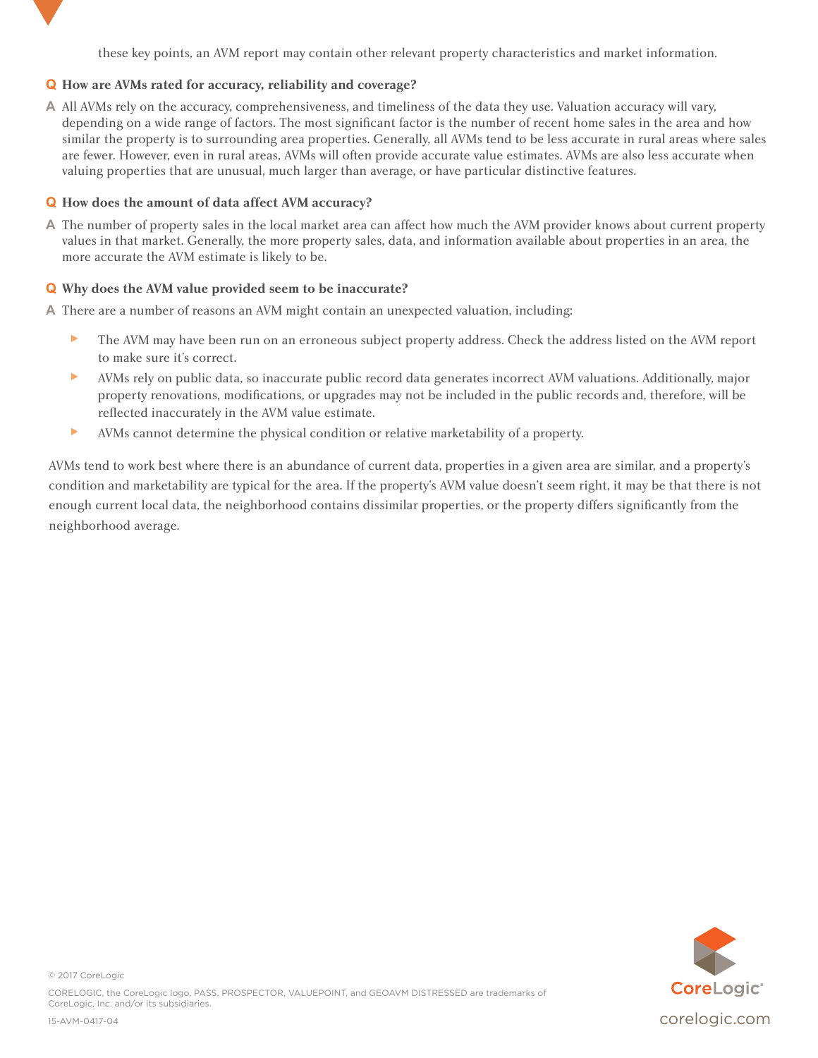these key points, an AVM report may contain other relevant property characteristics and market information.

**Q How are AVMs rated for accuracy, reliability and coverage?**

**A** All AVMs rely on the accuracy, comprehensiveness, and timeliness of the data they use. Valuation accuracy will vary, depending on a wide range of factors. The most significant factor is the number of recent home sales in the area and how similar the property is to surrounding area properties. Generally, all AVMs tend to be less accurate in rural areas where sales are fewer. However, even in rural areas, AVMs will often provide accurate value estimates. AVMs are also less accurate when valuing properties that are unusual, much larger than average, or have particular distinctive features.

**Q How does the amount of data affect AVM accuracy?**

**A** The number of property sales in the local market area can affect how much the AVM provider knows about current property values in that market. Generally, the more property sales, data, and information available about properties in an area, the more accurate the AVM estimate is likely to be.

**Q Why does the AVM value provided seem to be inaccurate?**

**A** There are a number of reasons an AVM might contain an unexpected valuation, including:

- The AVM may have been run on an erroneous subject property address. Check the address listed on the AVM report to make sure it's correct.
- AVMs rely on public data, so inaccurate public record data generates incorrect AVM valuations. Additionally, major property renovations, modifications, or upgrades may not be included in the public records and, therefore, will be reflected inaccurately in the AVM value estimate.
- AVMs cannot determine the physical condition or relative marketability of a property.

AVMs tend to work best where there is an abundance of current data, properties in a given area are similar, and a property's condition and marketability are typical for the area. If the property's AVM value doesn't seem right, it may be that there is not enough current local data, the neighborhood contains dissimilar properties, or the property differs significantly from the neighborhood average.

© 2017 CoreLogic

CORELOGIC, the CoreLogic logo, PASS, PROSPECTOR, VALUEPOINT, and GEOAVM DISTRESSED are trademarks of CoreLogic, Inc. and/or its subsidiaries.

15-AVM-0417-04

CoreLogic®

corelogic.com